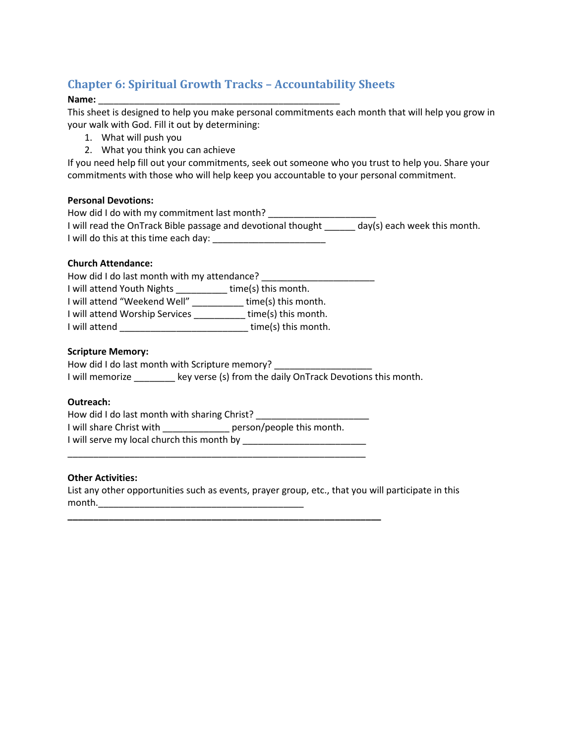## Chapter 6: Spiritual Growth Tracks – Accountability Sheets

**Name:** _______________________________________________

This sheet is designed to help you make personal commitments each month that will help you grow in your walk with God. Fill it out by determining:

1. What will push you
2. What you think you can achieve

If you need help fill out your commitments, seek out someone who you trust to help you. Share your commitments with those who will help keep you accountable to your personal commitment.

**Personal Devotions:**

How did I do with my commitment last month? ____________________

I will read the OnTrack Bible passage and devotional thought ______ day(s) each week this month.

I will do this at this time each day: _____________________

**Church Attendance:**

How did I do last month with my attendance? _____________________

I will attend Youth Nights __________ time(s) this month.

I will attend "Weekend Well" __________ time(s) this month.

I will attend Worship Services __________ time(s) this month.

I will attend ________________________ time(s) this month.

**Scripture Memory:**

How did I do last month with Scripture memory? __________________

I will memorize ________ key verse (s) from the daily OnTrack Devotions this month.

**Outreach:**

How did I do last month with sharing Christ? _____________________

I will share Christ with _____________ person/people this month.

I will serve my local church this month by _______________________

_________________________________________________________

**Other Activities:**

List any other opportunities such as events, prayer group, etc., that you will participate in this month.______________________________________

_________________________________________________________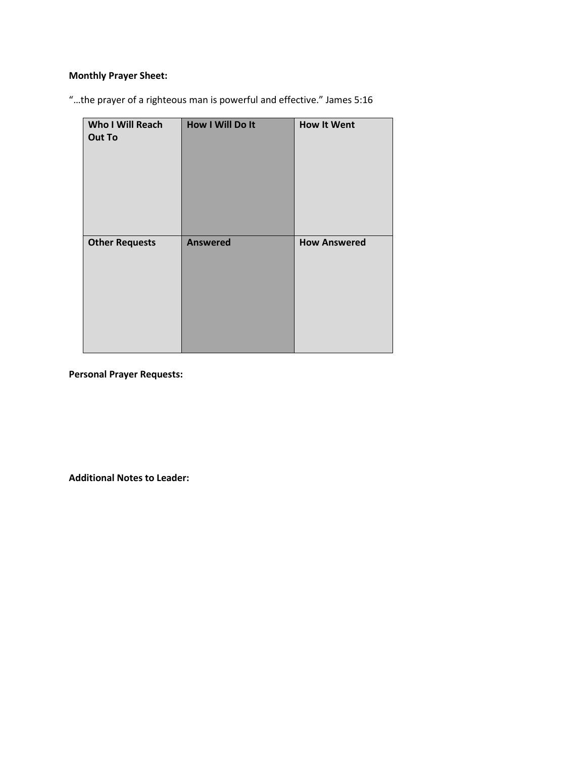**Monthly Prayer Sheet:**

"…the prayer of a righteous man is powerful and effective." James 5:16

| | | |
|---|---|---|
| **Who I Will Reach Out To** | **How I Will Do It** | **How It Went** |
| **Other Requests** | **Answered** | **How Answered** |

**Personal Prayer Requests:**

**Additional Notes to Leader:**